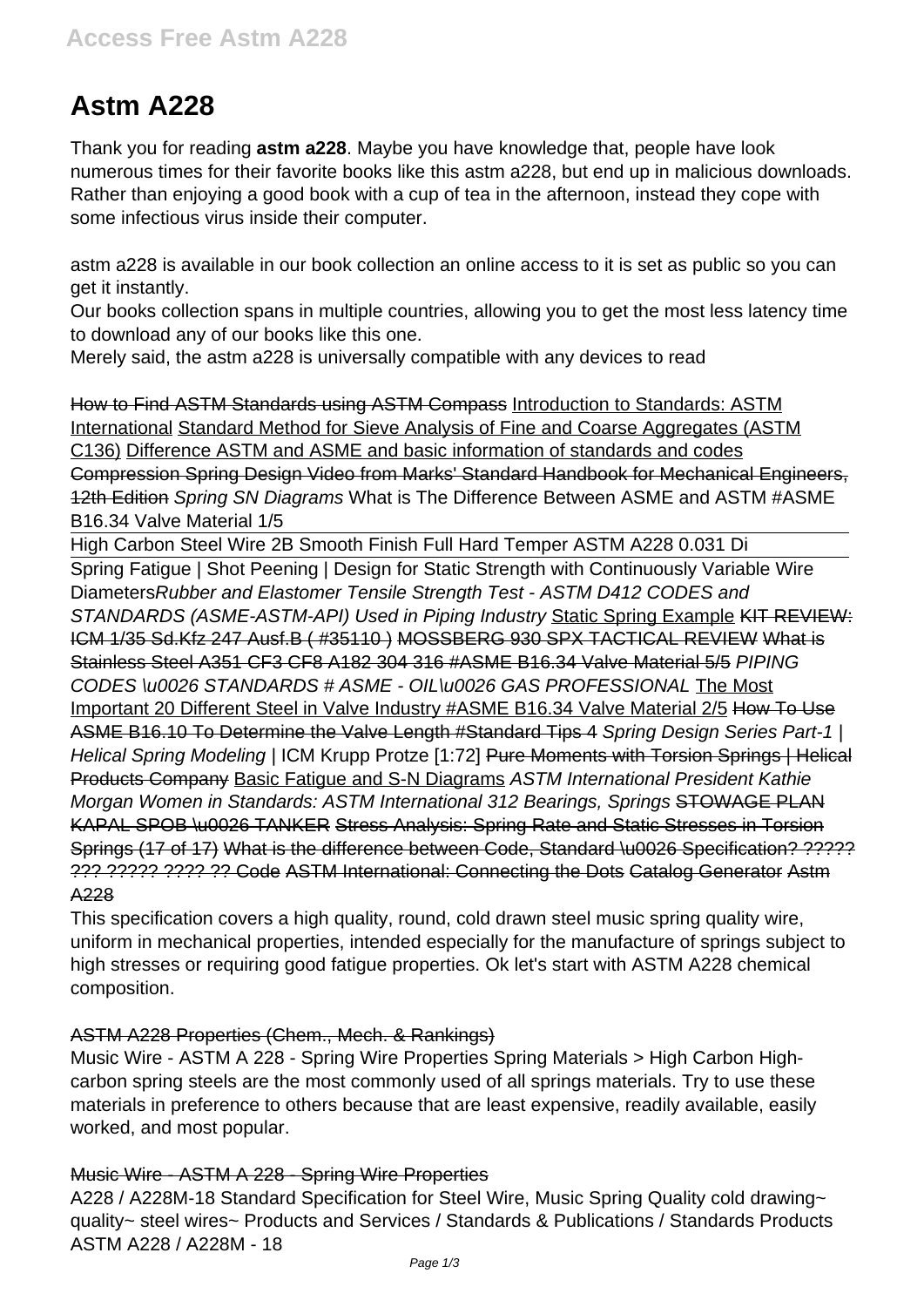# Astm A228

Thank you for reading **astm a228**. Maybe you have knowledge that, people have look numerous times for their favorite books like this astm a228, but end up in malicious downloads. Rather than enjoying a good book with a cup of tea in the afternoon, instead they cope with some infectious virus inside their computer.

astm a228 is available in our book collection an online access to it is set as public so you can get it instantly.

Our books collection spans in multiple countries, allowing you to get the most less latency time to download any of our books like this one.

Merely said, the astm a228 is universally compatible with any devices to read

How to Find ASTM Standards using ASTM Compass Introduction to Standards: ASTM International Standard Method for Sieve Analysis of Fine and Coarse Aggregates (ASTM C136) Difference ASTM and ASME and basic information of standards and codes Compression Spring Design Video from Marks' Standard Handbook for Mechanical Engineers, 12th Edition *Spring SN Diagrams* What is The Difference Between ASME and ASTM #ASME B16.34 Valve Material 1/5

High Carbon Steel Wire 2B Smooth Finish Full Hard Temper ASTM A228 0.031 Di

Spring Fatigue | Shot Peening | Design for Static Strength with Continuously Variable Wire Diameters*Rubber and Elastomer Tensile Strength Test - ASTM D412 CODES and STANDARDS (ASME-ASTM-API) Used in Piping Industry* Static Spring Example KIT REVIEW: ICM 1/35 Sd.Kfz 247 Ausf.B ( #35110 ) MOSSBERG 930 SPX TACTICAL REVIEW What is Stainless Steel A351 CF3 CF8 A182 304 316 #ASME B16.34 Valve Material 5/5 *PIPING CODES \u0026 STANDARDS # ASME - OIL\u0026 GAS PROFESSIONAL* The Most Important 20 Different Steel in Valve Industry #ASME B16.34 Valve Material 2/5 How To Use ASME B16.10 To Determine the Valve Length #Standard Tips 4 *Spring Design Series Part-1 | Helical Spring Modeling |* ICM Krupp Protze [1:72] Pure Moments with Torsion Springs | Helical Products Company Basic Fatigue and S-N Diagrams *ASTM International President Kathie Morgan Women in Standards: ASTM International 312 Bearings, Springs* STOWAGE PLAN KAPAL SPOB \u0026 TANKER Stress Analysis: Spring Rate and Static Stresses in Torsion Springs (17 of 17) What is the difference between Code, Standard \u0026 Specification? ????? ??? ????? ???? ?? Code ASTM International: Connecting the Dots Catalog Generator Astm A228

This specification covers a high quality, round, cold drawn steel music spring quality wire, uniform in mechanical properties, intended especially for the manufacture of springs subject to high stresses or requiring good fatigue properties. Ok let's start with ASTM A228 chemical composition.

ASTM A228 Properties (Chem., Mech. & Rankings)

Music Wire - ASTM A 228 - Spring Wire Properties Spring Materials > High Carbon High-carbon spring steels are the most commonly used of all springs materials. Try to use these materials in preference to others because that are least expensive, readily available, easily worked, and most popular.

Music Wire - ASTM A 228 - Spring Wire Properties

A228 / A228M-18 Standard Specification for Steel Wire, Music Spring Quality cold drawing~ quality~ steel wires~ Products and Services / Standards & Publications / Standards Products ASTM A228 / A228M - 18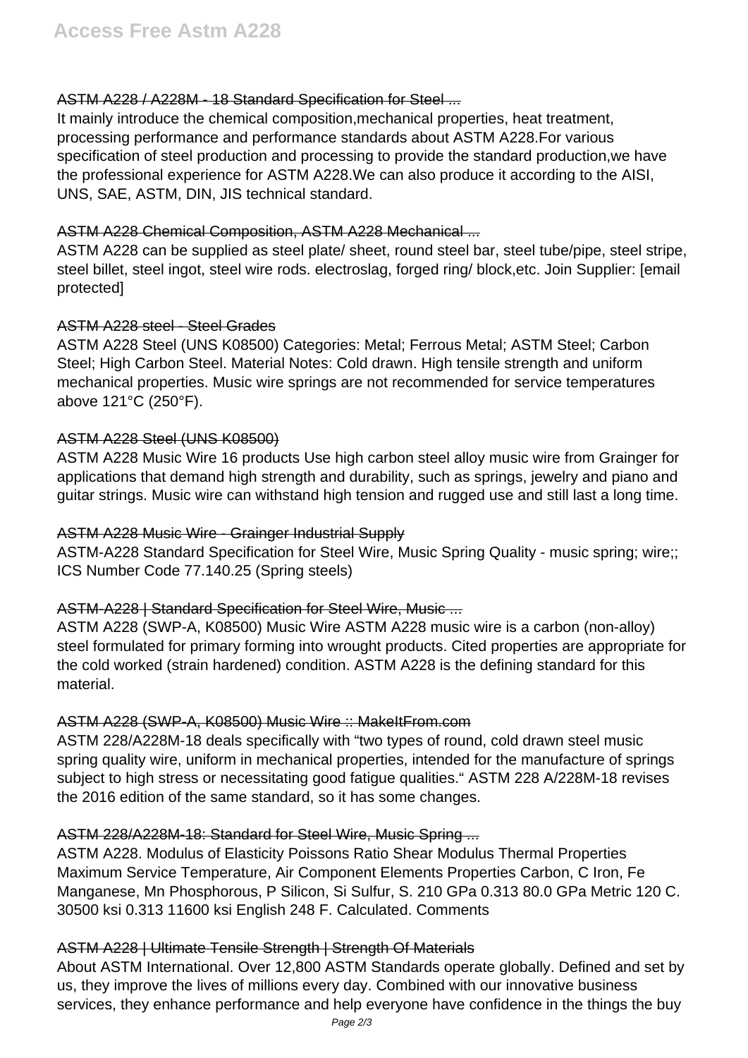## ASTM A228 / A228M - 18 Standard Specification for Steel ...

It mainly introduce the chemical composition,mechanical properties, heat treatment, processing performance and performance standards about ASTM A228.For various specification of steel production and processing to provide the standard production,we have the professional experience for ASTM A228.We can also produce it according to the AISI, UNS, SAE, ASTM, DIN, JIS technical standard.

## ASTM A228 Chemical Composition, ASTM A228 Mechanical ...

ASTM A228 can be supplied as steel plate/ sheet, round steel bar, steel tube/pipe, steel stripe, steel billet, steel ingot, steel wire rods. electroslag, forged ring/ block,etc. Join Supplier: [email protected]

## ASTM A228 steel - Steel Grades

ASTM A228 Steel (UNS K08500) Categories: Metal; Ferrous Metal; ASTM Steel; Carbon Steel; High Carbon Steel. Material Notes: Cold drawn. High tensile strength and uniform mechanical properties. Music wire springs are not recommended for service temperatures above 121°C (250°F).

## ASTM A228 Steel (UNS K08500)

ASTM A228 Music Wire 16 products Use high carbon steel alloy music wire from Grainger for applications that demand high strength and durability, such as springs, jewelry and piano and guitar strings. Music wire can withstand high tension and rugged use and still last a long time.

## ASTM A228 Music Wire - Grainger Industrial Supply

ASTM-A228 Standard Specification for Steel Wire, Music Spring Quality - music spring; wire;; ICS Number Code 77.140.25 (Spring steels)

## ASTM-A228 | Standard Specification for Steel Wire, Music ...

ASTM A228 (SWP-A, K08500) Music Wire ASTM A228 music wire is a carbon (non-alloy) steel formulated for primary forming into wrought products. Cited properties are appropriate for the cold worked (strain hardened) condition. ASTM A228 is the defining standard for this material.

## ASTM A228 (SWP-A, K08500) Music Wire :: MakeItFrom.com

ASTM 228/A228M-18 deals specifically with "two types of round, cold drawn steel music spring quality wire, uniform in mechanical properties, intended for the manufacture of springs subject to high stress or necessitating good fatigue qualities." ASTM 228 A/228M-18 revises the 2016 edition of the same standard, so it has some changes.

## ASTM 228/A228M-18: Standard for Steel Wire, Music Spring ...

ASTM A228. Modulus of Elasticity Poissons Ratio Shear Modulus Thermal Properties Maximum Service Temperature, Air Component Elements Properties Carbon, C Iron, Fe Manganese, Mn Phosphorous, P Silicon, Si Sulfur, S. 210 GPa 0.313 80.0 GPa Metric 120 C. 30500 ksi 0.313 11600 ksi English 248 F. Calculated. Comments

## ASTM A228 | Ultimate Tensile Strength | Strength Of Materials

About ASTM International. Over 12,800 ASTM Standards operate globally. Defined and set by us, they improve the lives of millions every day. Combined with our innovative business services, they enhance performance and help everyone have confidence in the things the buy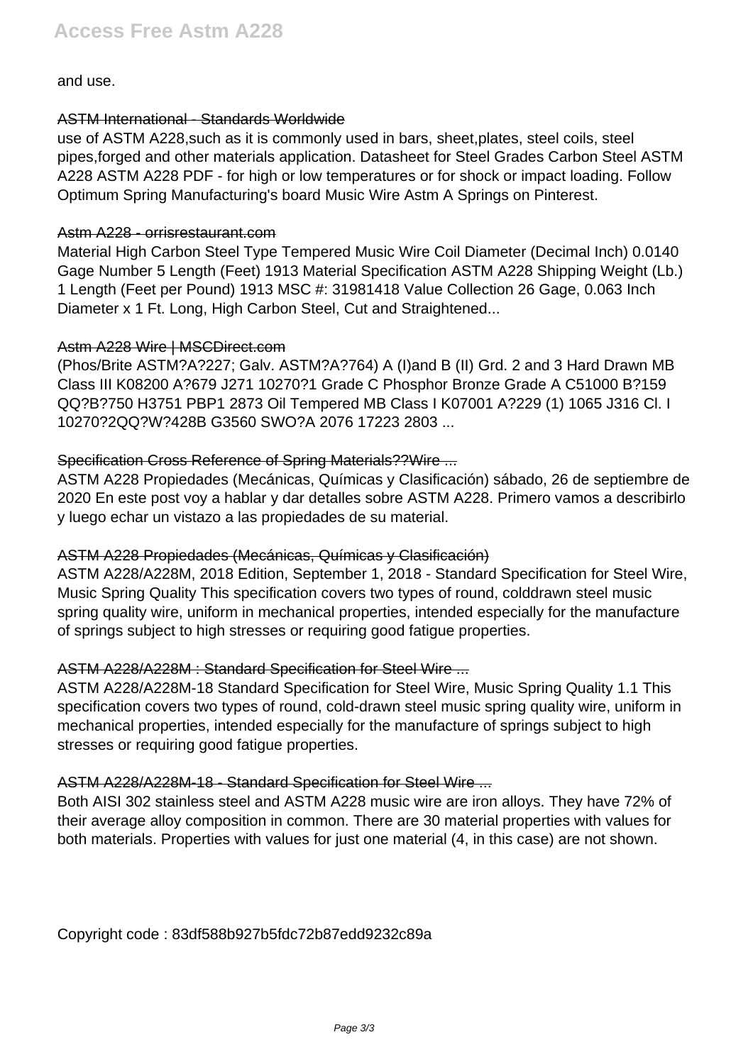and use.

ASTM International - Standards Worldwide

use of ASTM A228,such as it is commonly used in bars, sheet,plates, steel coils, steel pipes,forged and other materials application. Datasheet for Steel Grades Carbon Steel ASTM A228 ASTM A228 PDF - for high or low temperatures or for shock or impact loading. Follow Optimum Spring Manufacturing's board Music Wire Astm A Springs on Pinterest.

Astm A228 - orrisrestaurant.com

Material High Carbon Steel Type Tempered Music Wire Coil Diameter (Decimal Inch) 0.0140 Gage Number 5 Length (Feet) 1913 Material Specification ASTM A228 Shipping Weight (Lb.) 1 Length (Feet per Pound) 1913 MSC #: 31981418 Value Collection 26 Gage, 0.063 Inch Diameter x 1 Ft. Long, High Carbon Steel, Cut and Straightened...

Astm A228 Wire | MSCDirect.com

(Phos/Brite ASTM?A?227; Galv. ASTM?A?764) A (I)and B (II) Grd. 2 and 3 Hard Drawn MB Class III K08200 A?679 J271 10270?1 Grade C Phosphor Bronze Grade A C51000 B?159 QQ?B?750 H3751 PBP1 2873 Oil Tempered MB Class I K07001 A?229 (1) 1065 J316 Cl. I 10270?2QQ?W?428B G3560 SWO?A 2076 17223 2803 ...

Specification Cross Reference of Spring Materials??Wire ...

ASTM A228 Propiedades (Mecánicas, Químicas y Clasificación) sábado, 26 de septiembre de 2020 En este post voy a hablar y dar detalles sobre ASTM A228. Primero vamos a describirlo y luego echar un vistazo a las propiedades de su material.

ASTM A228 Propiedades (Mecánicas, Químicas y Clasificación)

ASTM A228/A228M, 2018 Edition, September 1, 2018 - Standard Specification for Steel Wire, Music Spring Quality This specification covers two types of round, colddrawn steel music spring quality wire, uniform in mechanical properties, intended especially for the manufacture of springs subject to high stresses or requiring good fatigue properties.

ASTM A228/A228M : Standard Specification for Steel Wire ...

ASTM A228/A228M-18 Standard Specification for Steel Wire, Music Spring Quality 1.1 This specification covers two types of round, cold-drawn steel music spring quality wire, uniform in mechanical properties, intended especially for the manufacture of springs subject to high stresses or requiring good fatigue properties.

ASTM A228/A228M-18 - Standard Specification for Steel Wire ...

Both AISI 302 stainless steel and ASTM A228 music wire are iron alloys. They have 72% of their average alloy composition in common. There are 30 material properties with values for both materials. Properties with values for just one material (4, in this case) are not shown.

Copyright code : 83df588b927b5fdc72b87edd9232c89a